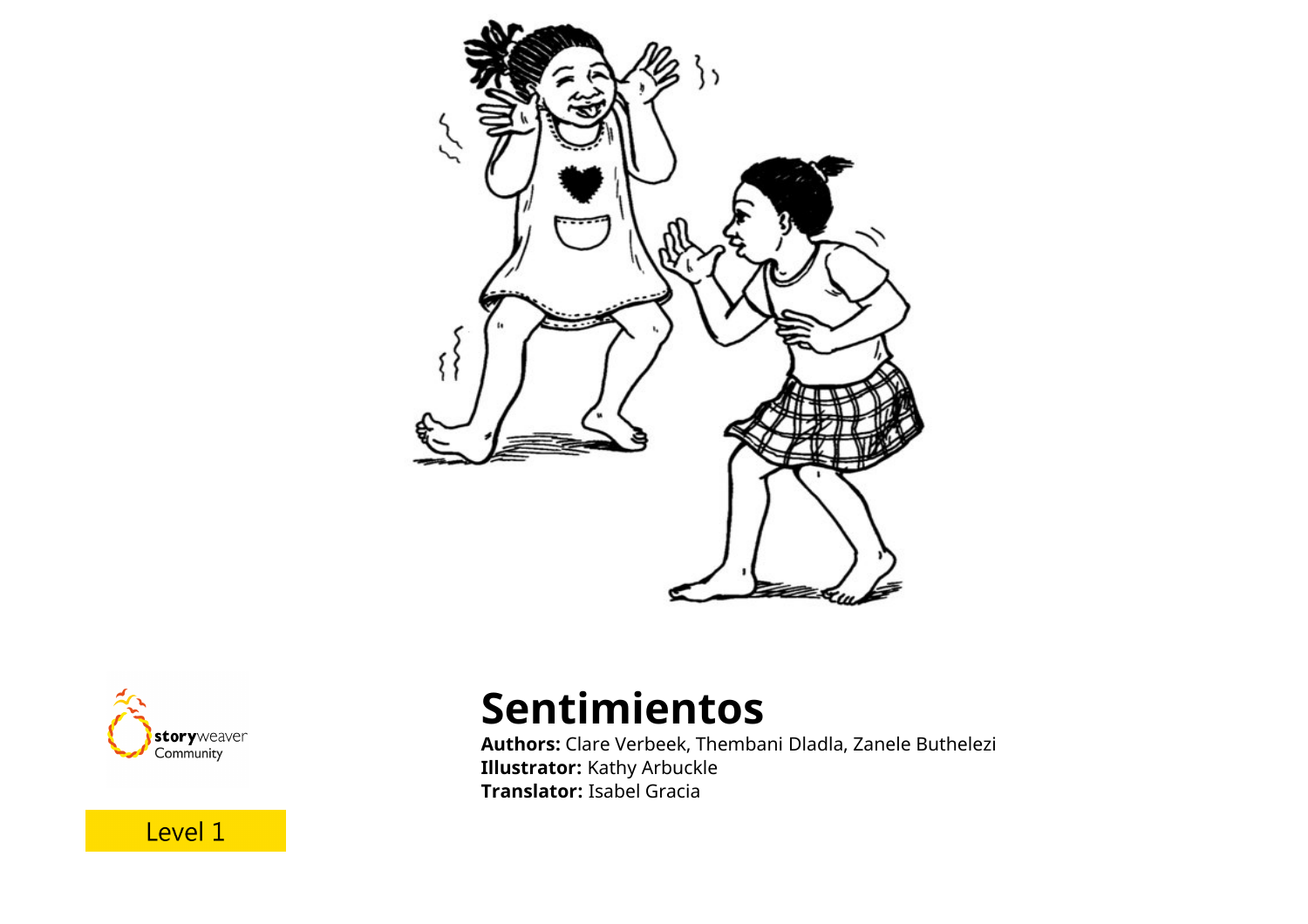# Sentimientos

**Authors:** Clare Verbeek, Thembani Dladla, Zanele Buthelezi
**Illustrator:** Kathy Arbuckle
**Translator:** Isabel Gracia

storyweaver Community

Level 1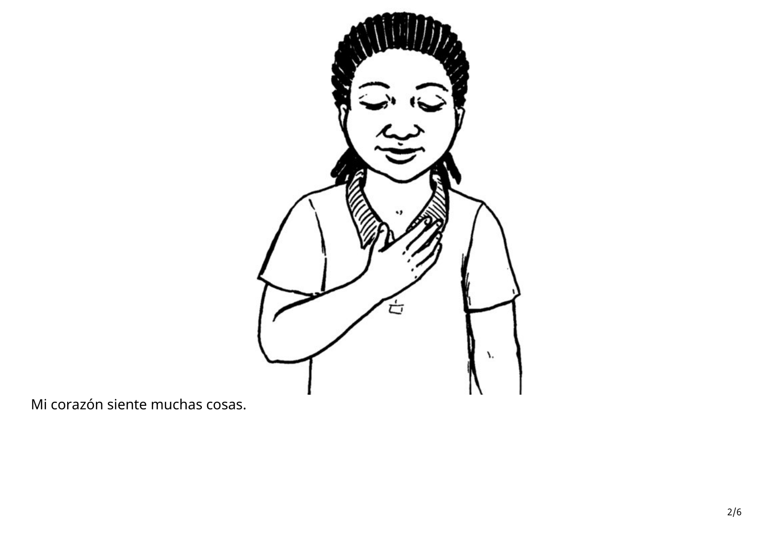Mi corazón siente muchas cosas.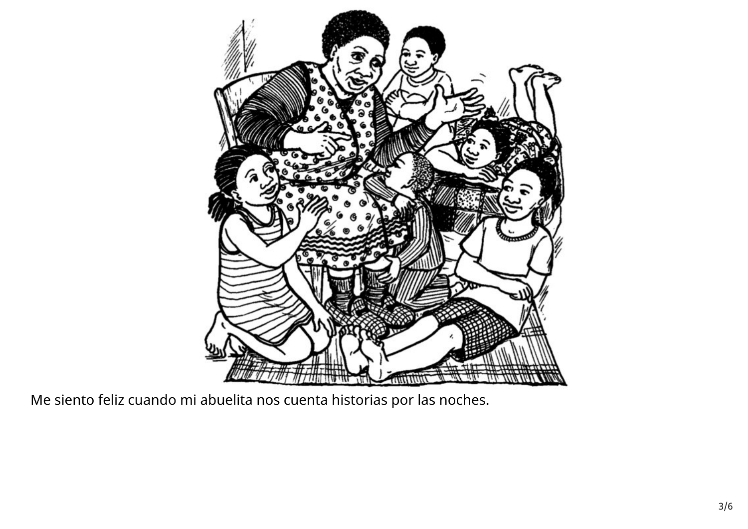Me siento feliz cuando mi abuelita nos cuenta historias por las noches.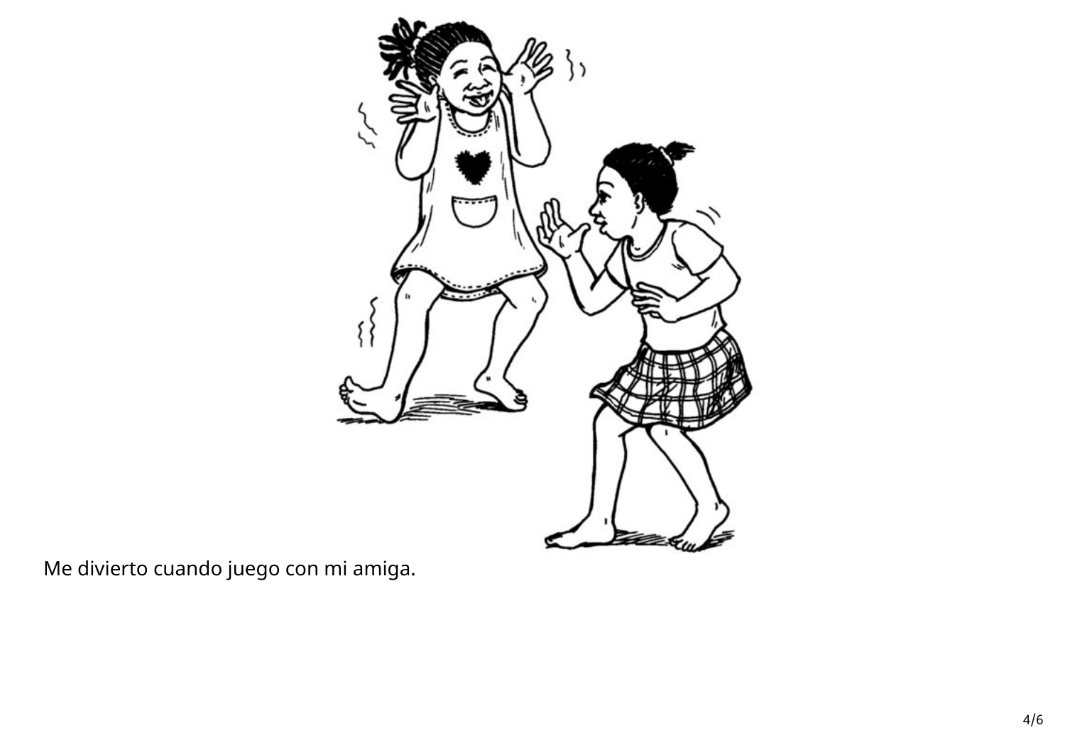Me divierto cuando juego con mi amiga.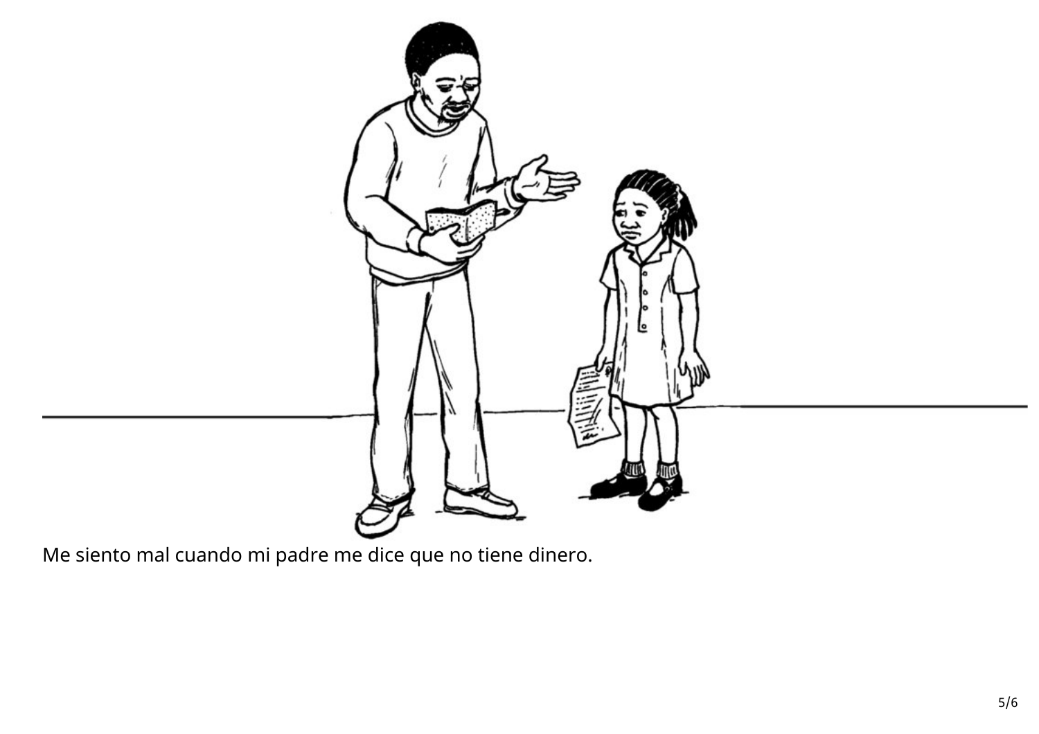Me siento mal cuando mi padre me dice que no tiene dinero.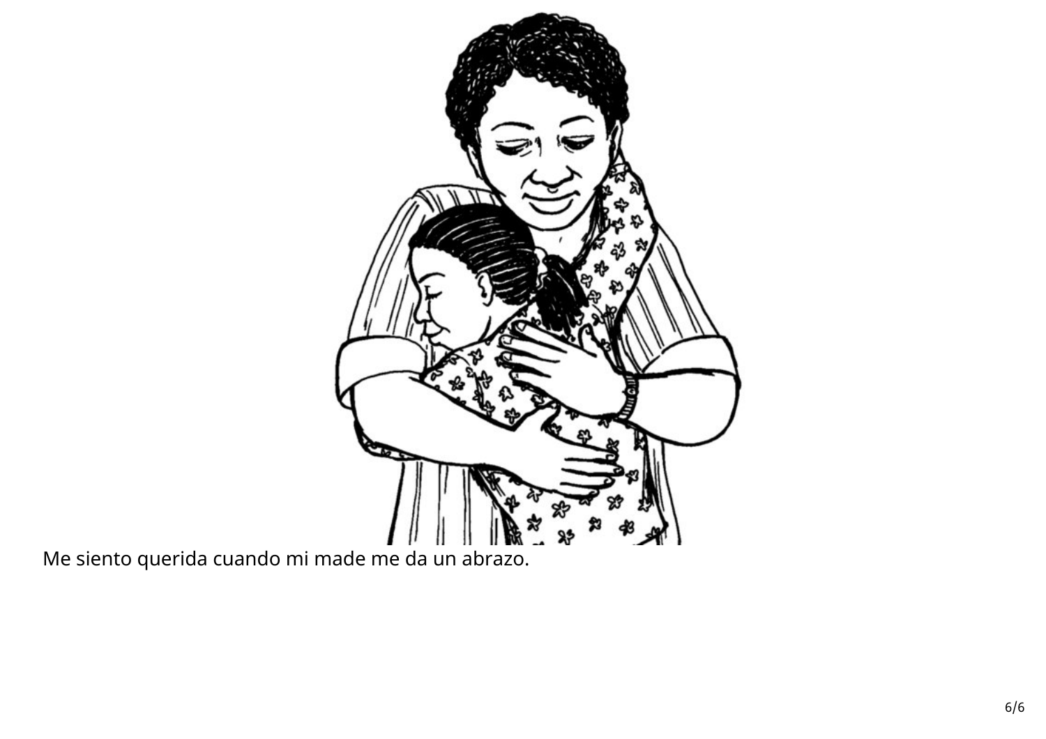Me siento querida cuando mi made me da un abrazo.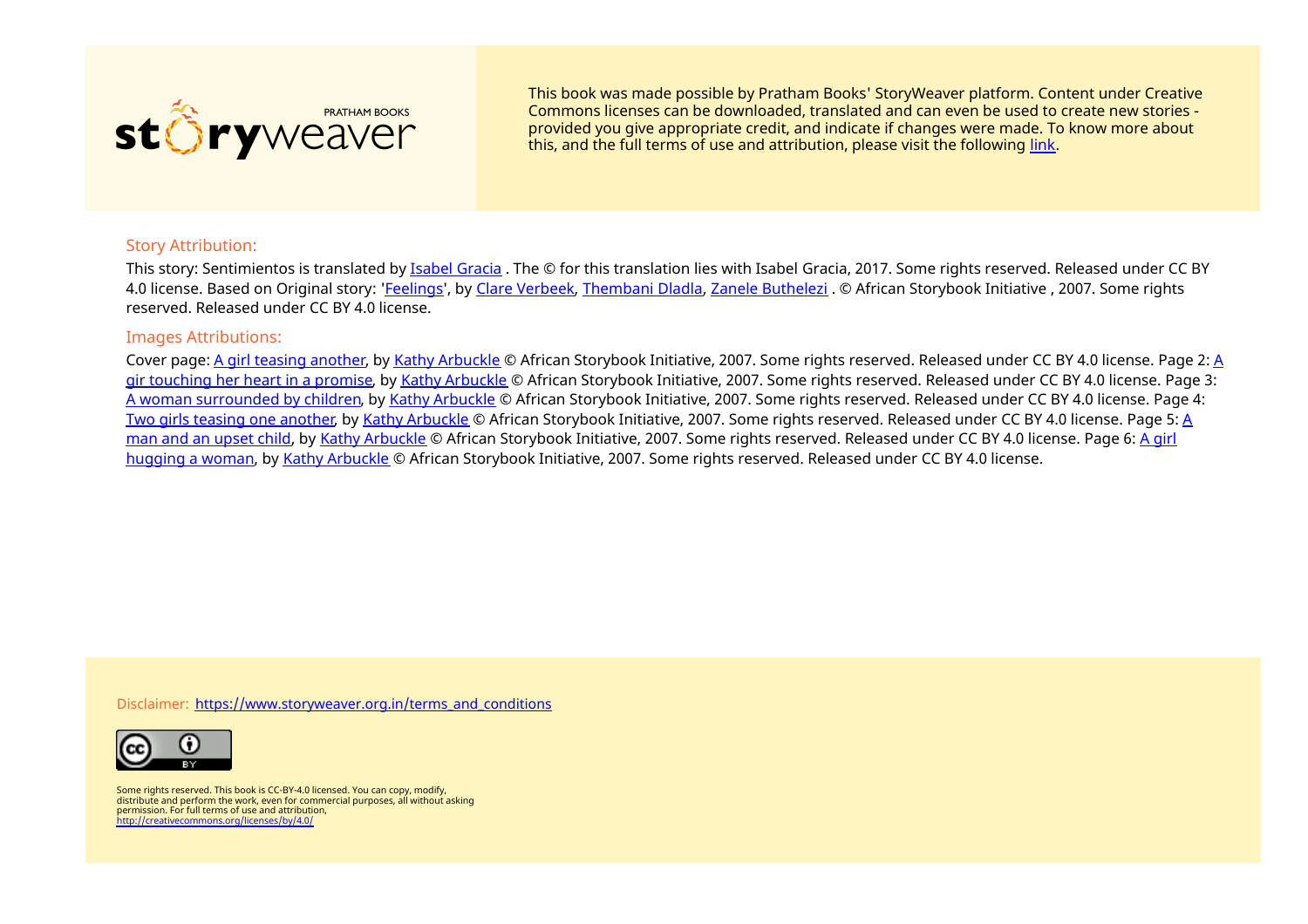This book was made possible by Pratham Books' StoryWeaver platform. Content under Creative Commons licenses can be downloaded, translated and can even be used to create new stories - provided you give appropriate credit, and indicate if changes were made. To know more about this, and the full terms of use and attribution, please visit the following link.

### Story Attribution:

This story: Sentimientos is translated by Isabel Gracia . The © for this translation lies with Isabel Gracia, 2017. Some rights reserved. Released under CC BY 4.0 license. Based on Original story: 'Feelings', by Clare Verbeek, Thembani Dladla, Zanele Buthelezi . © African Storybook Initiative , 2007. Some rights reserved. Released under CC BY 4.0 license.

### Images Attributions:

Cover page: A girl teasing another, by Kathy Arbuckle © African Storybook Initiative, 2007. Some rights reserved. Released under CC BY 4.0 license. Page 2: A gir touching her heart in a promise, by Kathy Arbuckle © African Storybook Initiative, 2007. Some rights reserved. Released under CC BY 4.0 license. Page 3: A woman surrounded by children, by Kathy Arbuckle © African Storybook Initiative, 2007. Some rights reserved. Released under CC BY 4.0 license. Page 4: Two girls teasing one another, by Kathy Arbuckle © African Storybook Initiative, 2007. Some rights reserved. Released under CC BY 4.0 license. Page 5: A man and an upset child, by Kathy Arbuckle © African Storybook Initiative, 2007. Some rights reserved. Released under CC BY 4.0 license. Page 6: A girl hugging a woman, by Kathy Arbuckle © African Storybook Initiative, 2007. Some rights reserved. Released under CC BY 4.0 license.

Disclaimer: https://www.storyweaver.org.in/terms_and_conditions

Some rights reserved. This book is CC-BY-4.0 licensed. You can copy, modify, distribute and perform the work, even for commercial purposes, all without asking permission. For full terms of use and attribution, http://creativecommons.org/licenses/by/4.0/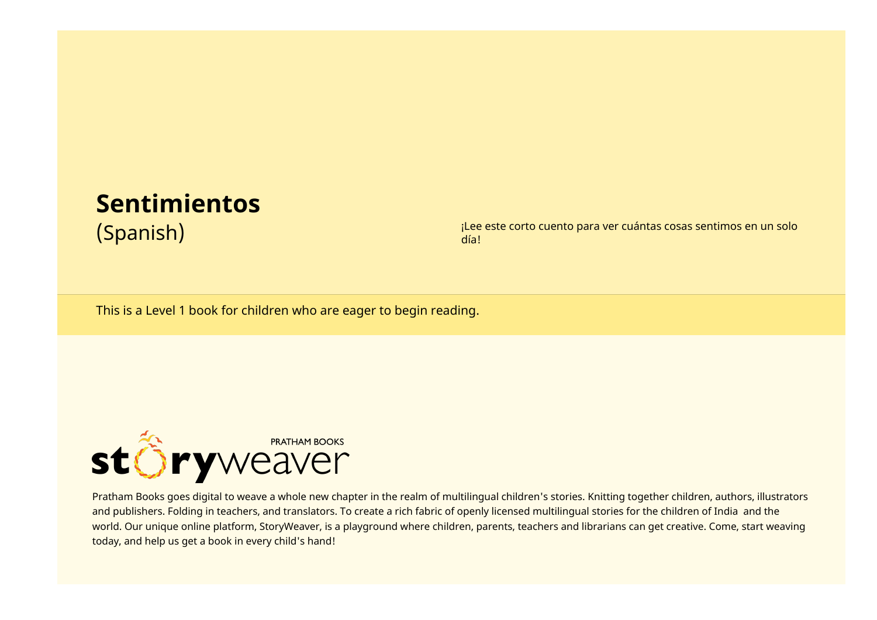# Sentimientos

(Spanish)

¡Lee este corto cuento para ver cuántas cosas sentimos en un solo día!

This is a Level 1 book for children who are eager to begin reading.

storyweaver PRATHAM BOOKS

Pratham Books goes digital to weave a whole new chapter in the realm of multilingual children's stories. Knitting together children, authors, illustrators and publishers. Folding in teachers, and translators. To create a rich fabric of openly licensed multilingual stories for the children of India and the world. Our unique online platform, StoryWeaver, is a playground where children, parents, teachers and librarians can get creative. Come, start weaving today, and help us get a book in every child's hand!